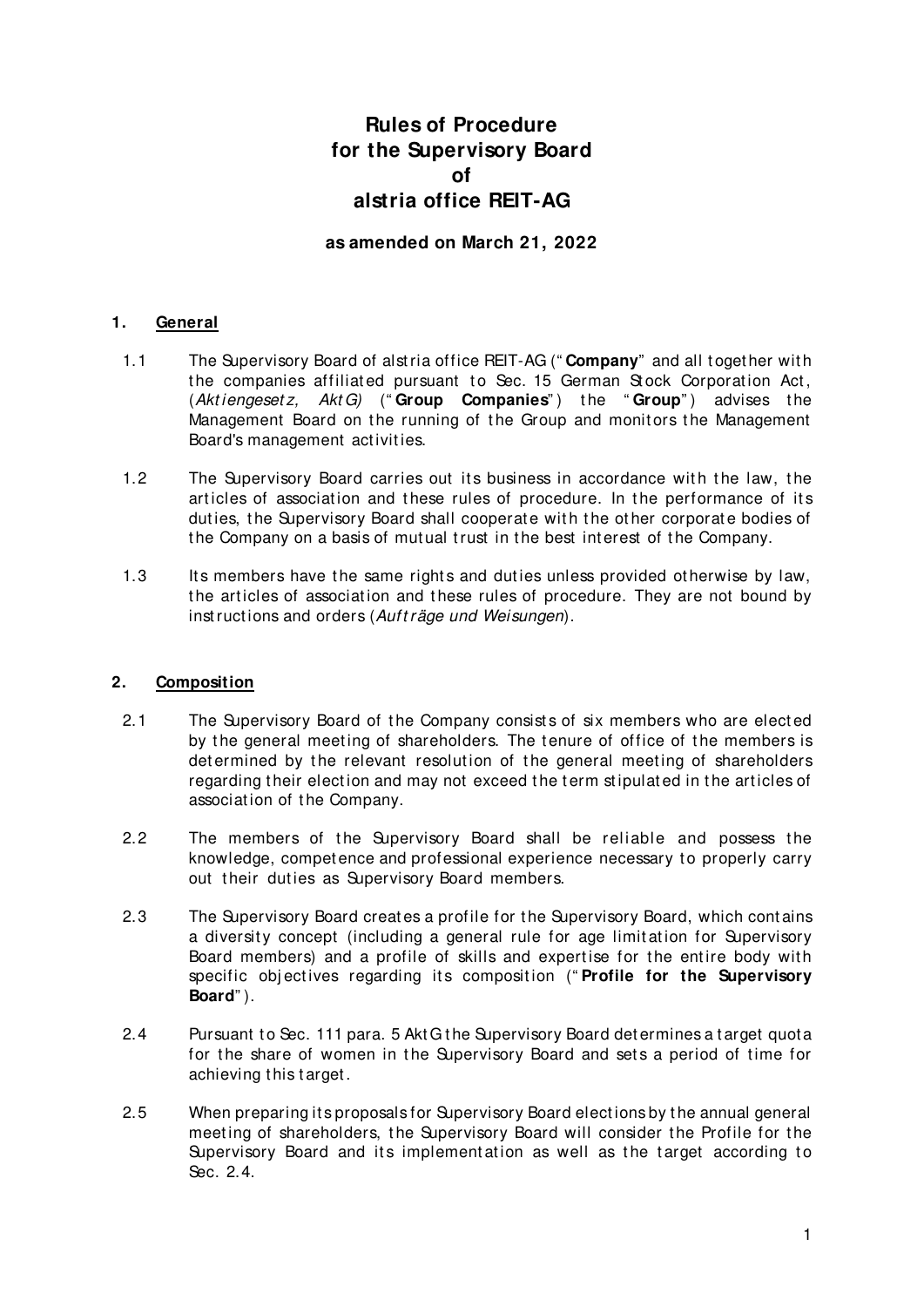# Rules of Procedure for the Supervisory Board of alstria office REIT-AG

**as amended on March 21, 2022**

## 1. General

1.1 The Supervisory Board of alstria office REIT-AG ("**Company**" and all together with the companies affiliated pursuant to Sec. 15 German Stock Corporation Act, (*Aktiengesetz, AktG)* ("**Group Companies**") the "**Group**") advises the Management Board on the running of the Group and monitors the Management Board's management activities.

1.2 The Supervisory Board carries out its business in accordance with the law, the articles of association and these rules of procedure. In the performance of its duties, the Supervisory Board shall cooperate with the other corporate bodies of the Company on a basis of mutual trust in the best interest of the Company.

1.3 Its members have the same rights and duties unless provided otherwise by law, the articles of association and these rules of procedure. They are not bound by instructions and orders (*Aufträge und Weisungen*).

## 2. Composition

2.1 The Supervisory Board of the Company consists of six members who are elected by the general meeting of shareholders. The tenure of office of the members is determined by the relevant resolution of the general meeting of shareholders regarding their election and may not exceed the term stipulated in the articles of association of the Company.

2.2 The members of the Supervisory Board shall be reliable and possess the knowledge, competence and professional experience necessary to properly carry out their duties as Supervisory Board members.

2.3 The Supervisory Board creates a profile for the Supervisory Board, which contains a diversity concept (including a general rule for age limitation for Supervisory Board members) and a profile of skills and expertise for the entire body with specific objectives regarding its composition ("**Profile for the Supervisory Board**").

2.4 Pursuant to Sec. 111 para. 5 AktG the Supervisory Board determines a target quota for the share of women in the Supervisory Board and sets a period of time for achieving this target.

2.5 When preparing its proposals for Supervisory Board elections by the annual general meeting of shareholders, the Supervisory Board will consider the Profile for the Supervisory Board and its implementation as well as the target according to Sec. 2.4.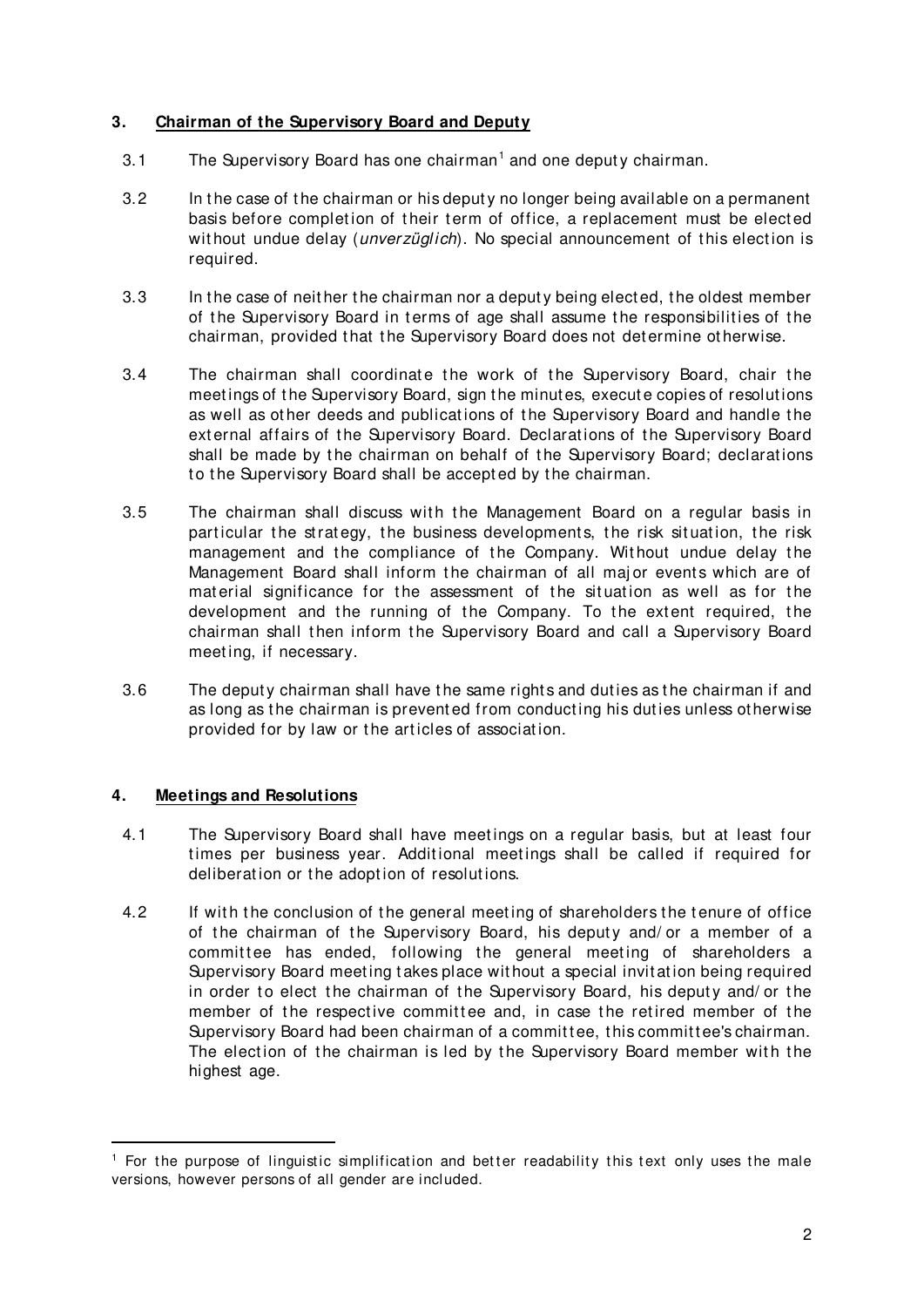## 3. Chairman of the Supervisory Board and Deputy

3.1 The Supervisory Board has one chairman[1] and one deputy chairman.

3.2 In the case of the chairman or his deputy no longer being available on a permanent basis before completion of their term of office, a replacement must be elected without undue delay (*unverzüglich*). No special announcement of this election is required.

3.3 In the case of neither the chairman nor a deputy being elected, the oldest member of the Supervisory Board in terms of age shall assume the responsibilities of the chairman, provided that the Supervisory Board does not determine otherwise.

3.4 The chairman shall coordinate the work of the Supervisory Board, chair the meetings of the Supervisory Board, sign the minutes, execute copies of resolutions as well as other deeds and publications of the Supervisory Board and handle the external affairs of the Supervisory Board. Declarations of the Supervisory Board shall be made by the chairman on behalf of the Supervisory Board; declarations to the Supervisory Board shall be accepted by the chairman.

3.5 The chairman shall discuss with the Management Board on a regular basis in particular the strategy, the business developments, the risk situation, the risk management and the compliance of the Company. Without undue delay the Management Board shall inform the chairman of all major events which are of material significance for the assessment of the situation as well as for the development and the running of the Company. To the extent required, the chairman shall then inform the Supervisory Board and call a Supervisory Board meeting, if necessary.

3.6 The deputy chairman shall have the same rights and duties as the chairman if and as long as the chairman is prevented from conducting his duties unless otherwise provided for by law or the articles of association.

## 4. Meetings and Resolutions

4.1 The Supervisory Board shall have meetings on a regular basis, but at least four times per business year. Additional meetings shall be called if required for deliberation or the adoption of resolutions.

4.2 If with the conclusion of the general meeting of shareholders the tenure of office of the chairman of the Supervisory Board, his deputy and/or a member of a committee has ended, following the general meeting of shareholders a Supervisory Board meeting takes place without a special invitation being required in order to elect the chairman of the Supervisory Board, his deputy and/or the member of the respective committee and, in case the retired member of the Supervisory Board had been chairman of a committee, this committee's chairman. The election of the chairman is led by the Supervisory Board member with the highest age.

---

[1] For the purpose of linguistic simplification and better readability this text only uses the male versions, however persons of all gender are included.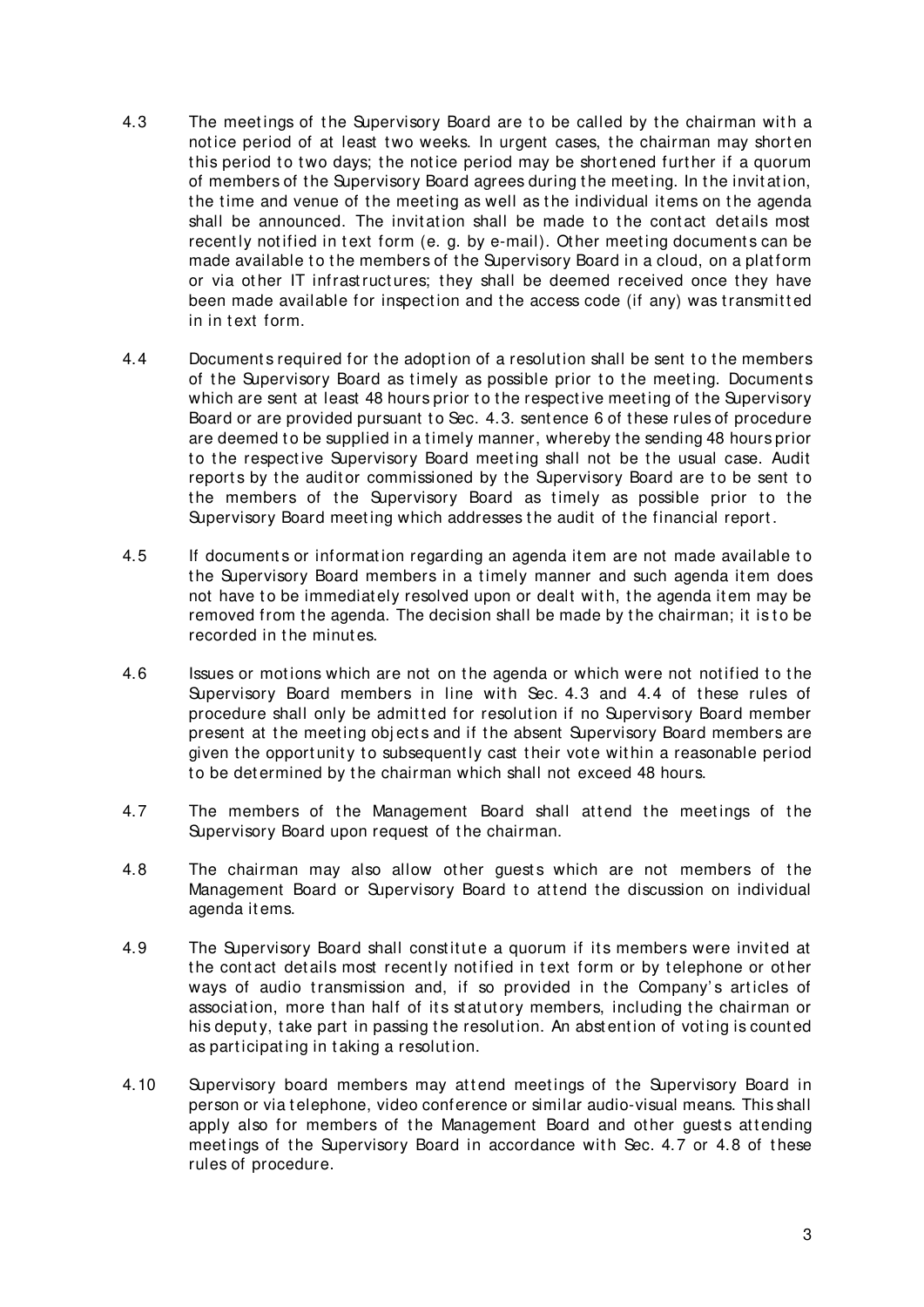4.3 The meetings of the Supervisory Board are to be called by the chairman with a notice period of at least two weeks. In urgent cases, the chairman may shorten this period to two days; the notice period may be shortened further if a quorum of members of the Supervisory Board agrees during the meeting. In the invitation, the time and venue of the meeting as well as the individual items on the agenda shall be announced. The invitation shall be made to the contact details most recently notified in text form (e. g. by e-mail). Other meeting documents can be made available to the members of the Supervisory Board in a cloud, on a platform or via other IT infrastructures; they shall be deemed received once they have been made available for inspection and the access code (if any) was transmitted in in text form.

4.4 Documents required for the adoption of a resolution shall be sent to the members of the Supervisory Board as timely as possible prior to the meeting. Documents which are sent at least 48 hours prior to the respective meeting of the Supervisory Board or are provided pursuant to Sec. 4.3. sentence 6 of these rules of procedure are deemed to be supplied in a timely manner, whereby the sending 48 hours prior to the respective Supervisory Board meeting shall not be the usual case. Audit reports by the auditor commissioned by the Supervisory Board are to be sent to the members of the Supervisory Board as timely as possible prior to the Supervisory Board meeting which addresses the audit of the financial report.

4.5 If documents or information regarding an agenda item are not made available to the Supervisory Board members in a timely manner and such agenda item does not have to be immediately resolved upon or dealt with, the agenda item may be removed from the agenda. The decision shall be made by the chairman; it is to be recorded in the minutes.

4.6 Issues or motions which are not on the agenda or which were not notified to the Supervisory Board members in line with Sec. 4.3 and 4.4 of these rules of procedure shall only be admitted for resolution if no Supervisory Board member present at the meeting objects and if the absent Supervisory Board members are given the opportunity to subsequently cast their vote within a reasonable period to be determined by the chairman which shall not exceed 48 hours.

4.7 The members of the Management Board shall attend the meetings of the Supervisory Board upon request of the chairman.

4.8 The chairman may also allow other guests which are not members of the Management Board or Supervisory Board to attend the discussion on individual agenda items.

4.9 The Supervisory Board shall constitute a quorum if its members were invited at the contact details most recently notified in text form or by telephone or other ways of audio transmission and, if so provided in the Company's articles of association, more than half of its statutory members, including the chairman or his deputy, take part in passing the resolution. An abstention of voting is counted as participating in taking a resolution.

4.10 Supervisory board members may attend meetings of the Supervisory Board in person or via telephone, video conference or similar audio-visual means. This shall apply also for members of the Management Board and other guests attending meetings of the Supervisory Board in accordance with Sec. 4.7 or 4.8 of these rules of procedure.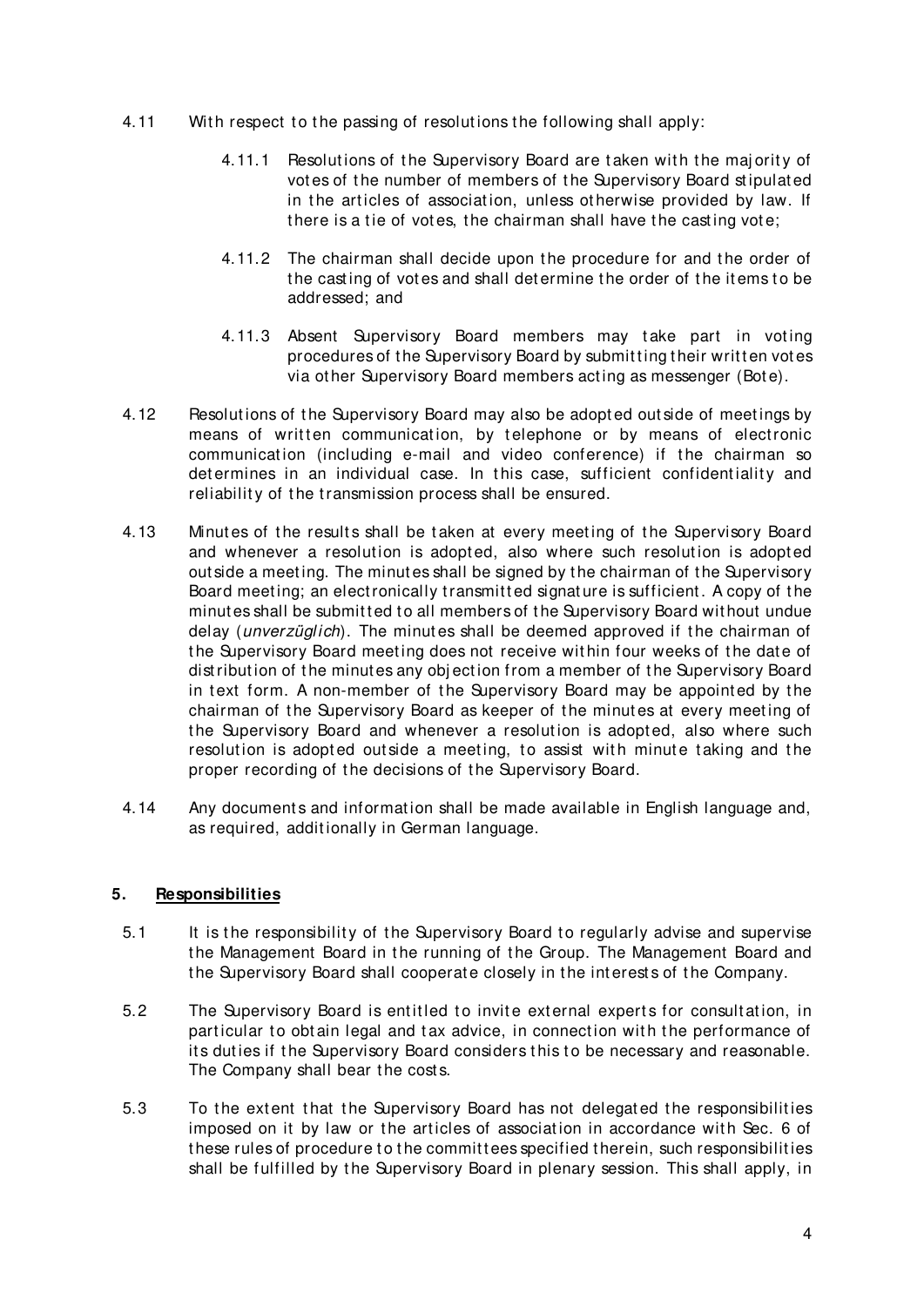4.11 With respect to the passing of resolutions the following shall apply:

4.11.1 Resolutions of the Supervisory Board are taken with the majority of votes of the number of members of the Supervisory Board stipulated in the articles of association, unless otherwise provided by law. If there is a tie of votes, the chairman shall have the casting vote;

4.11.2 The chairman shall decide upon the procedure for and the order of the casting of votes and shall determine the order of the items to be addressed; and

4.11.3 Absent Supervisory Board members may take part in voting procedures of the Supervisory Board by submitting their written votes via other Supervisory Board members acting as messenger (Bote).

4.12 Resolutions of the Supervisory Board may also be adopted outside of meetings by means of written communication, by telephone or by means of electronic communication (including e-mail and video conference) if the chairman so determines in an individual case. In this case, sufficient confidentiality and reliability of the transmission process shall be ensured.

4.13 Minutes of the results shall be taken at every meeting of the Supervisory Board and whenever a resolution is adopted, also where such resolution is adopted outside a meeting. The minutes shall be signed by the chairman of the Supervisory Board meeting; an electronically transmitted signature is sufficient. A copy of the minutes shall be submitted to all members of the Supervisory Board without undue delay (*unverzüglich*). The minutes shall be deemed approved if the chairman of the Supervisory Board meeting does not receive within four weeks of the date of distribution of the minutes any objection from a member of the Supervisory Board in text form. A non-member of the Supervisory Board may be appointed by the chairman of the Supervisory Board as keeper of the minutes at every meeting of the Supervisory Board and whenever a resolution is adopted, also where such resolution is adopted outside a meeting, to assist with minute taking and the proper recording of the decisions of the Supervisory Board.

4.14 Any documents and information shall be made available in English language and, as required, additionally in German language.

## 5. Responsibilities

5.1 It is the responsibility of the Supervisory Board to regularly advise and supervise the Management Board in the running of the Group. The Management Board and the Supervisory Board shall cooperate closely in the interests of the Company.

5.2 The Supervisory Board is entitled to invite external experts for consultation, in particular to obtain legal and tax advice, in connection with the performance of its duties if the Supervisory Board considers this to be necessary and reasonable. The Company shall bear the costs.

5.3 To the extent that the Supervisory Board has not delegated the responsibilities imposed on it by law or the articles of association in accordance with Sec. 6 of these rules of procedure to the committees specified therein, such responsibilities shall be fulfilled by the Supervisory Board in plenary session. This shall apply, in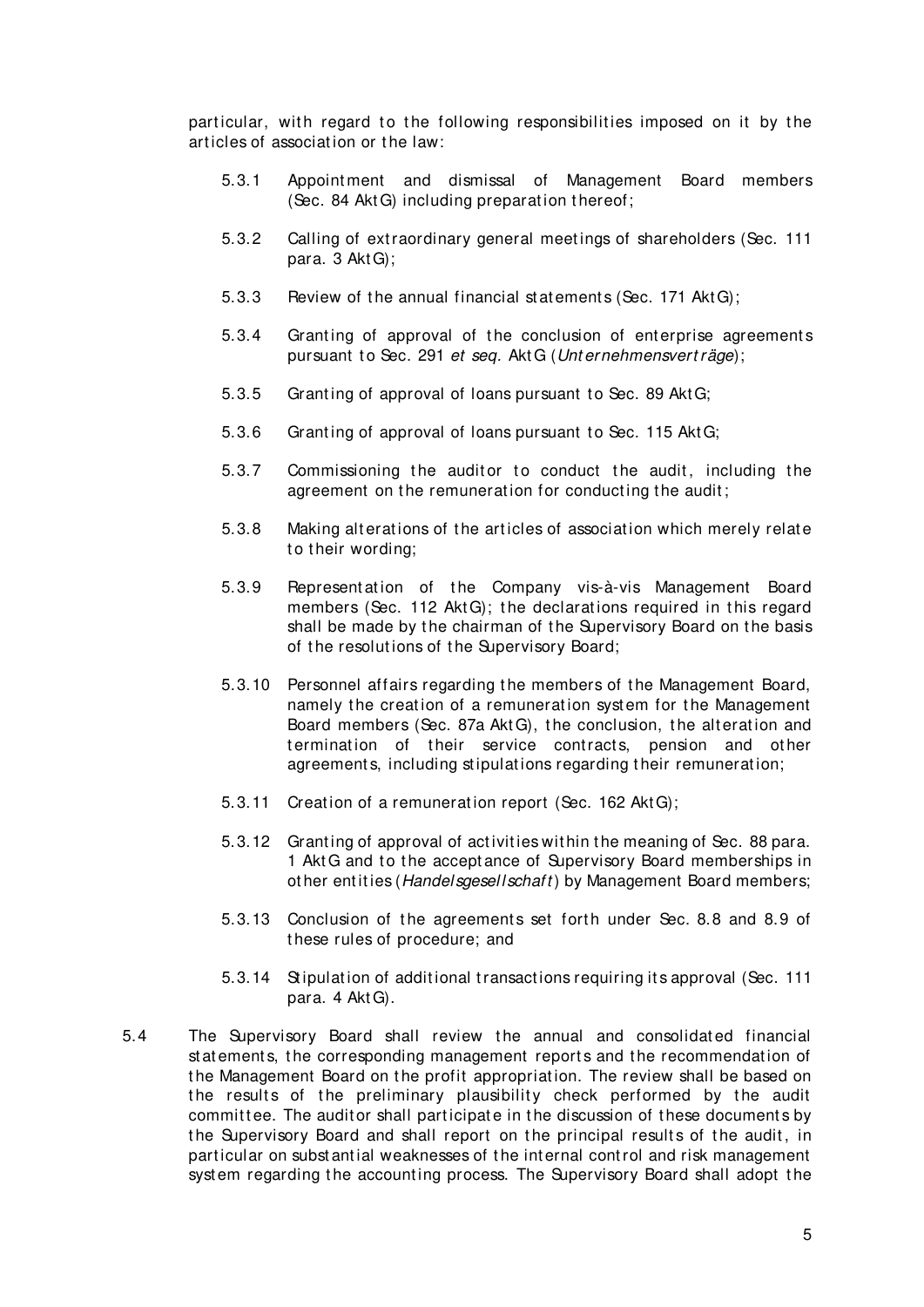particular, with regard to the following responsibilities imposed on it by the articles of association or the law:

5.3.1 Appointment and dismissal of Management Board members (Sec. 84 AktG) including preparation thereof;

5.3.2 Calling of extraordinary general meetings of shareholders (Sec. 111 para. 3 AktG);

5.3.3 Review of the annual financial statements (Sec. 171 AktG);

5.3.4 Granting of approval of the conclusion of enterprise agreements pursuant to Sec. 291 *et seq.* AktG (*Unternehmensverträge*);

5.3.5 Granting of approval of loans pursuant to Sec. 89 AktG;

5.3.6 Granting of approval of loans pursuant to Sec. 115 AktG;

5.3.7 Commissioning the auditor to conduct the audit, including the agreement on the remuneration for conducting the audit;

5.3.8 Making alterations of the articles of association which merely relate to their wording;

5.3.9 Representation of the Company vis-à-vis Management Board members (Sec. 112 AktG); the declarations required in this regard shall be made by the chairman of the Supervisory Board on the basis of the resolutions of the Supervisory Board;

5.3.10 Personnel affairs regarding the members of the Management Board, namely the creation of a remuneration system for the Management Board members (Sec. 87a AktG), the conclusion, the alteration and termination of their service contracts, pension and other agreements, including stipulations regarding their remuneration;

5.3.11 Creation of a remuneration report (Sec. 162 AktG);

5.3.12 Granting of approval of activities within the meaning of Sec. 88 para. 1 AktG and to the acceptance of Supervisory Board memberships in other entities (*Handelsgesellschaft*) by Management Board members;

5.3.13 Conclusion of the agreements set forth under Sec. 8.8 and 8.9 of these rules of procedure; and

5.3.14 Stipulation of additional transactions requiring its approval (Sec. 111 para. 4 AktG).

5.4 The Supervisory Board shall review the annual and consolidated financial statements, the corresponding management reports and the recommendation of the Management Board on the profit appropriation. The review shall be based on the results of the preliminary plausibility check performed by the audit committee. The auditor shall participate in the discussion of these documents by the Supervisory Board and shall report on the principal results of the audit, in particular on substantial weaknesses of the internal control and risk management system regarding the accounting process. The Supervisory Board shall adopt the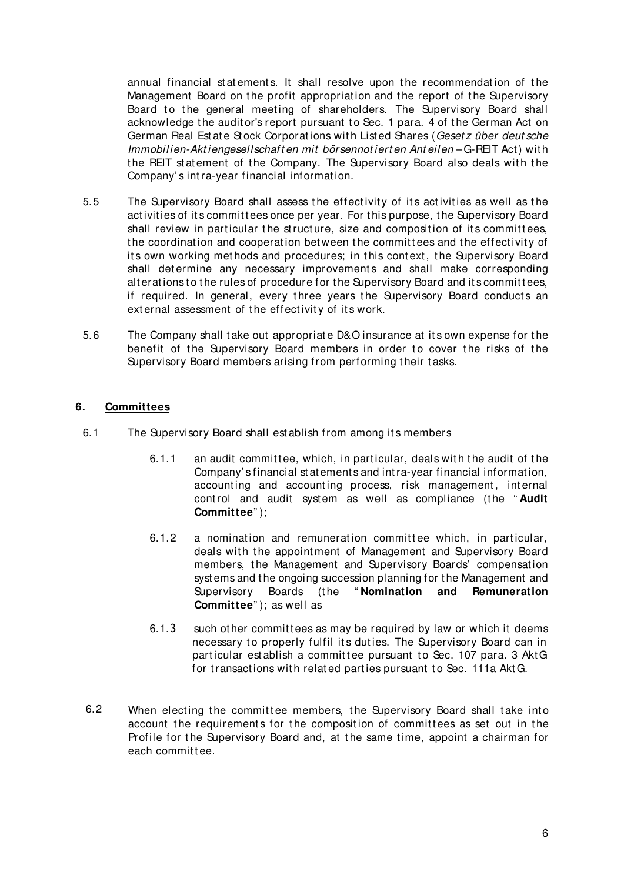annual financial statements. It shall resolve upon the recommendation of the Management Board on the profit appropriation and the report of the Supervisory Board to the general meeting of shareholders. The Supervisory Board shall acknowledge the auditor's report pursuant to Sec. 1 para. 4 of the German Act on German Real Estate Stock Corporations with Listed Shares (*Gesetz über deutsche Immobilien-Aktiengesellschaften mit börsennotierten Anteilen* – G-REIT Act) with the REIT statement of the Company. The Supervisory Board also deals with the Company's intra-year financial information.

5.5 The Supervisory Board shall assess the effectivity of its activities as well as the activities of its committees once per year. For this purpose, the Supervisory Board shall review in particular the structure, size and composition of its committees, the coordination and cooperation between the committees and the effectivity of its own working methods and procedures; in this context, the Supervisory Board shall determine any necessary improvements and shall make corresponding alterations to the rules of procedure for the Supervisory Board and its committees, if required. In general, every three years the Supervisory Board conducts an external assessment of the effectivity of its work.

5.6 The Company shall take out appropriate D&O insurance at its own expense for the benefit of the Supervisory Board members in order to cover the risks of the Supervisory Board members arising from performing their tasks.

## 6. Committees

6.1 The Supervisory Board shall establish from among its members

6.1.1 an audit committee, which, in particular, deals with the audit of the Company's financial statements and intra-year financial information, accounting and accounting process, risk management, internal control and audit system as well as compliance (the "**Audit Committee**");

6.1.2 a nomination and remuneration committee which, in particular, deals with the appointment of Management and Supervisory Board members, the Management and Supervisory Boards' compensation systems and the ongoing succession planning for the Management and Supervisory Boards (the "**Nomination and Remuneration Committee**"); as well as

6.1.3 such other committees as may be required by law or which it deems necessary to properly fulfil its duties. The Supervisory Board can in particular establish a committee pursuant to Sec. 107 para. 3 AktG for transactions with related parties pursuant to Sec. 111a AktG.

6.2 When electing the committee members, the Supervisory Board shall take into account the requirements for the composition of committees as set out in the Profile for the Supervisory Board and, at the same time, appoint a chairman for each committee.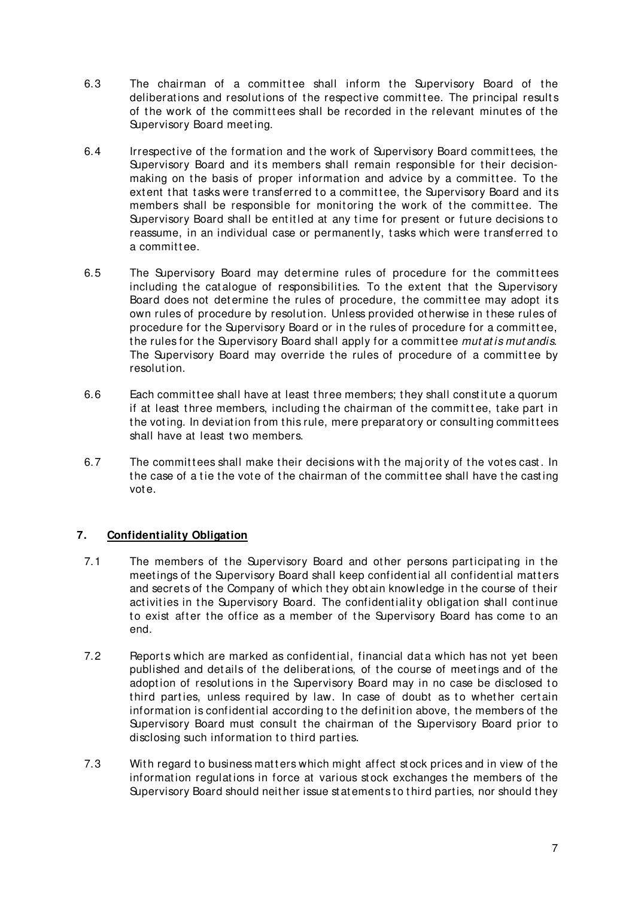6.3 The chairman of a committee shall inform the Supervisory Board of the deliberations and resolutions of the respective committee. The principal results of the work of the committees shall be recorded in the relevant minutes of the Supervisory Board meeting.

6.4 Irrespective of the formation and the work of Supervisory Board committees, the Supervisory Board and its members shall remain responsible for their decision-making on the basis of proper information and advice by a committee. To the extent that tasks were transferred to a committee, the Supervisory Board and its members shall be responsible for monitoring the work of the committee. The Supervisory Board shall be entitled at any time for present or future decisions to reassume, in an individual case or permanently, tasks which were transferred to a committee.

6.5 The Supervisory Board may determine rules of procedure for the committees including the catalogue of responsibilities. To the extent that the Supervisory Board does not determine the rules of procedure, the committee may adopt its own rules of procedure by resolution. Unless provided otherwise in these rules of procedure for the Supervisory Board or in the rules of procedure for a committee, the rules for the Supervisory Board shall apply for a committee *mutatis mutandis*. The Supervisory Board may override the rules of procedure of a committee by resolution.

6.6 Each committee shall have at least three members; they shall constitute a quorum if at least three members, including the chairman of the committee, take part in the voting. In deviation from this rule, mere preparatory or consulting committees shall have at least two members.

6.7 The committees shall make their decisions with the majority of the votes cast. In the case of a tie the vote of the chairman of the committee shall have the casting vote.

## 7. Confidentiality Obligation

7.1 The members of the Supervisory Board and other persons participating in the meetings of the Supervisory Board shall keep confidential all confidential matters and secrets of the Company of which they obtain knowledge in the course of their activities in the Supervisory Board. The confidentiality obligation shall continue to exist after the office as a member of the Supervisory Board has come to an end.

7.2 Reports which are marked as confidential, financial data which has not yet been published and details of the deliberations, of the course of meetings and of the adoption of resolutions in the Supervisory Board may in no case be disclosed to third parties, unless required by law. In case of doubt as to whether certain information is confidential according to the definition above, the members of the Supervisory Board must consult the chairman of the Supervisory Board prior to disclosing such information to third parties.

7.3 With regard to business matters which might affect stock prices and in view of the information regulations in force at various stock exchanges the members of the Supervisory Board should neither issue statements to third parties, nor should they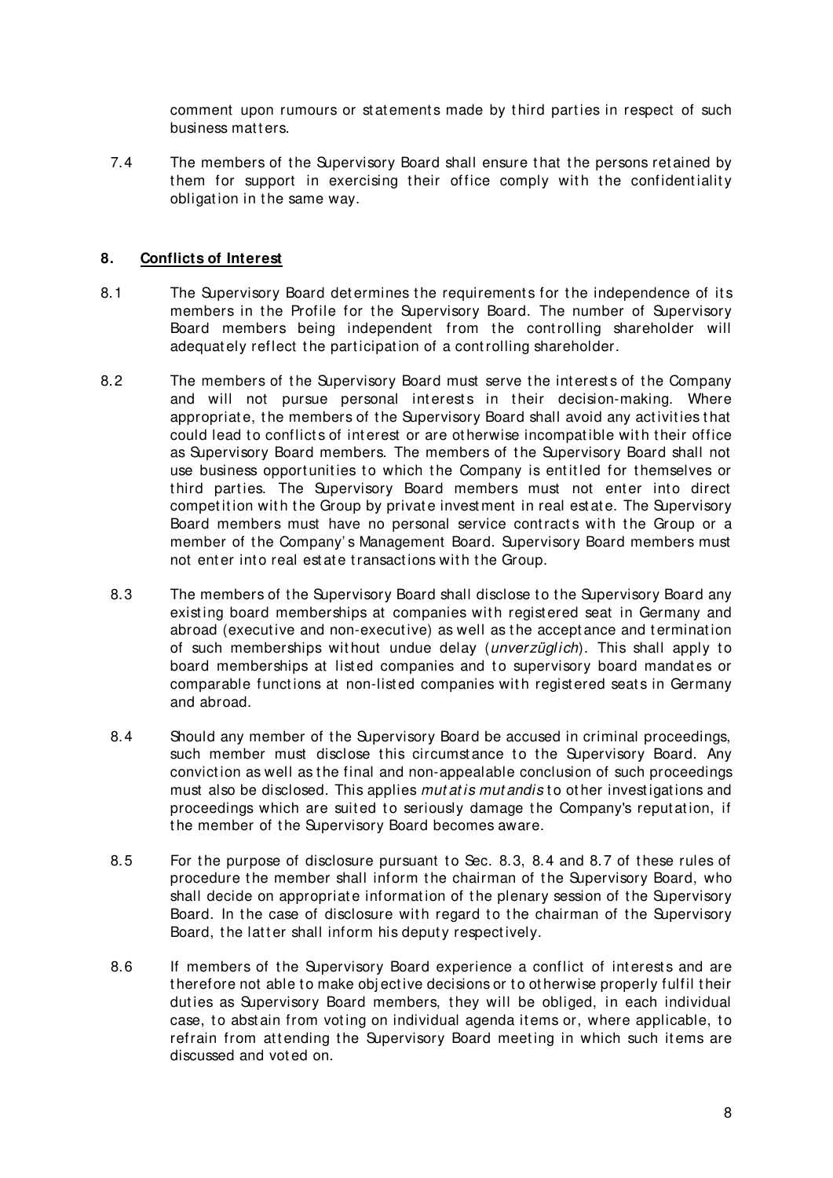comment upon rumours or statements made by third parties in respect of such business matters.

7.4 The members of the Supervisory Board shall ensure that the persons retained by them for support in exercising their office comply with the confidentiality obligation in the same way.

## 8. Conflicts of Interest

8.1 The Supervisory Board determines the requirements for the independence of its members in the Profile for the Supervisory Board. The number of Supervisory Board members being independent from the controlling shareholder will adequately reflect the participation of a controlling shareholder.

8.2 The members of the Supervisory Board must serve the interests of the Company and will not pursue personal interests in their decision-making. Where appropriate, the members of the Supervisory Board shall avoid any activities that could lead to conflicts of interest or are otherwise incompatible with their office as Supervisory Board members. The members of the Supervisory Board shall not use business opportunities to which the Company is entitled for themselves or third parties. The Supervisory Board members must not enter into direct competition with the Group by private investment in real estate. The Supervisory Board members must have no personal service contracts with the Group or a member of the Company's Management Board. Supervisory Board members must not enter into real estate transactions with the Group.

8.3 The members of the Supervisory Board shall disclose to the Supervisory Board any existing board memberships at companies with registered seat in Germany and abroad (executive and non-executive) as well as the acceptance and termination of such memberships without undue delay (*unverzüglich*). This shall apply to board memberships at listed companies and to supervisory board mandates or comparable functions at non-listed companies with registered seats in Germany and abroad.

8.4 Should any member of the Supervisory Board be accused in criminal proceedings, such member must disclose this circumstance to the Supervisory Board. Any conviction as well as the final and non-appealable conclusion of such proceedings must also be disclosed. This applies *mutatis mutandis* to other investigations and proceedings which are suited to seriously damage the Company's reputation, if the member of the Supervisory Board becomes aware.

8.5 For the purpose of disclosure pursuant to Sec. 8.3, 8.4 and 8.7 of these rules of procedure the member shall inform the chairman of the Supervisory Board, who shall decide on appropriate information of the plenary session of the Supervisory Board. In the case of disclosure with regard to the chairman of the Supervisory Board, the latter shall inform his deputy respectively.

8.6 If members of the Supervisory Board experience a conflict of interests and are therefore not able to make objective decisions or to otherwise properly fulfil their duties as Supervisory Board members, they will be obliged, in each individual case, to abstain from voting on individual agenda items or, where applicable, to refrain from attending the Supervisory Board meeting in which such items are discussed and voted on.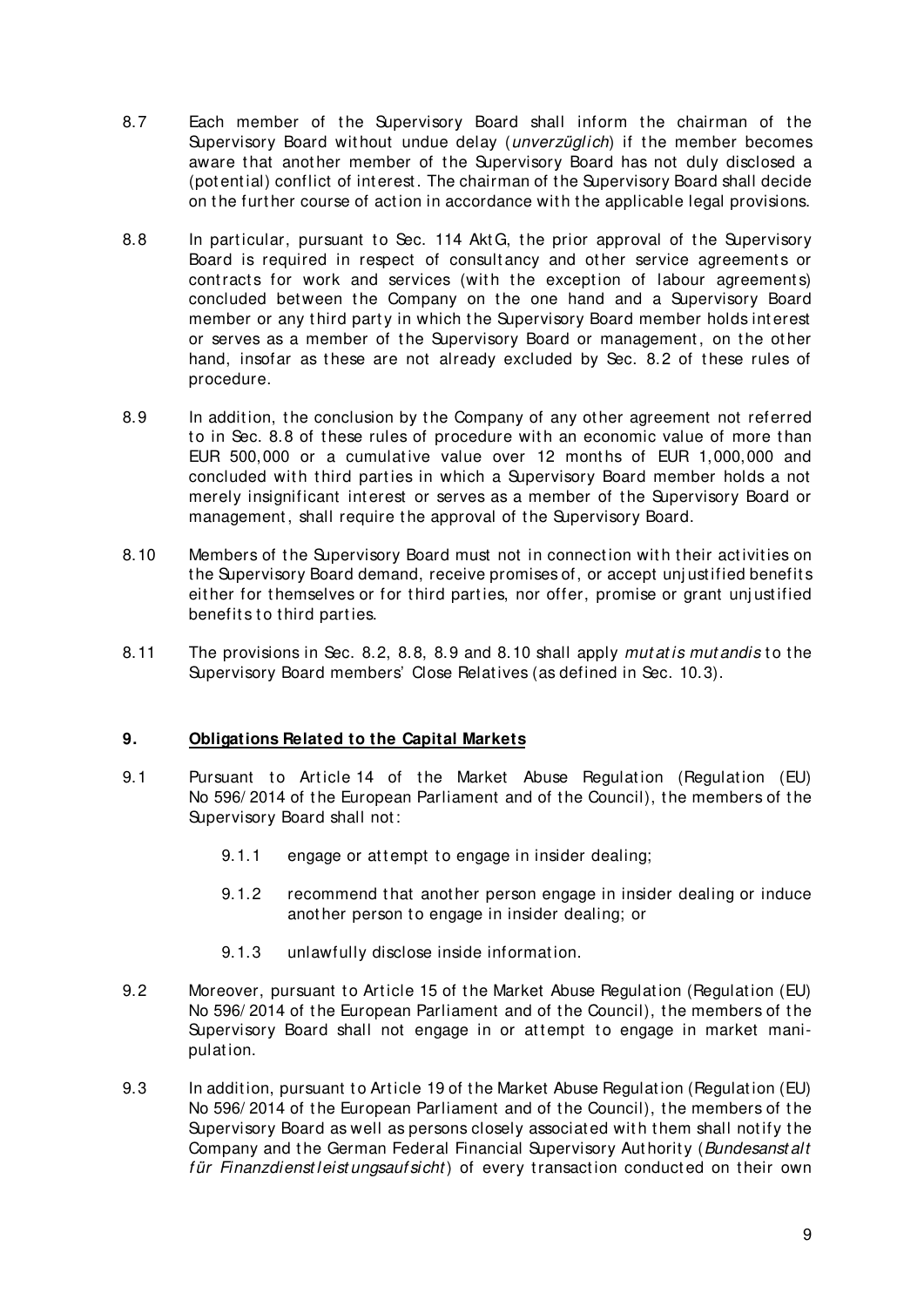8.7 Each member of the Supervisory Board shall inform the chairman of the Supervisory Board without undue delay (*unverzüglich*) if the member becomes aware that another member of the Supervisory Board has not duly disclosed a (potential) conflict of interest. The chairman of the Supervisory Board shall decide on the further course of action in accordance with the applicable legal provisions.

8.8 In particular, pursuant to Sec. 114 AktG, the prior approval of the Supervisory Board is required in respect of consultancy and other service agreements or contracts for work and services (with the exception of labour agreements) concluded between the Company on the one hand and a Supervisory Board member or any third party in which the Supervisory Board member holds interest or serves as a member of the Supervisory Board or management, on the other hand, insofar as these are not already excluded by Sec. 8.2 of these rules of procedure.

8.9 In addition, the conclusion by the Company of any other agreement not referred to in Sec. 8.8 of these rules of procedure with an economic value of more than EUR 500,000 or a cumulative value over 12 months of EUR 1,000,000 and concluded with third parties in which a Supervisory Board member holds a not merely insignificant interest or serves as a member of the Supervisory Board or management, shall require the approval of the Supervisory Board.

8.10 Members of the Supervisory Board must not in connection with their activities on the Supervisory Board demand, receive promises of, or accept unjustified benefits either for themselves or for third parties, nor offer, promise or grant unjustified benefits to third parties.

8.11 The provisions in Sec. 8.2, 8.8, 8.9 and 8.10 shall apply *mutatis mutandis* to the Supervisory Board members' Close Relatives (as defined in Sec. 10.3).

## 9. Obligations Related to the Capital Markets

9.1 Pursuant to Article 14 of the Market Abuse Regulation (Regulation (EU) No 596/2014 of the European Parliament and of the Council), the members of the Supervisory Board shall not:

- 9.1.1 engage or attempt to engage in insider dealing;
- 9.1.2 recommend that another person engage in insider dealing or induce another person to engage in insider dealing; or
- 9.1.3 unlawfully disclose inside information.

9.2 Moreover, pursuant to Article 15 of the Market Abuse Regulation (Regulation (EU) No 596/2014 of the European Parliament and of the Council), the members of the Supervisory Board shall not engage in or attempt to engage in market manipulation.

9.3 In addition, pursuant to Article 19 of the Market Abuse Regulation (Regulation (EU) No 596/2014 of the European Parliament and of the Council), the members of the Supervisory Board as well as persons closely associated with them shall notify the Company and the German Federal Financial Supervisory Authority (*Bundesanstalt für Finanzdienstleistungsaufsicht*) of every transaction conducted on their own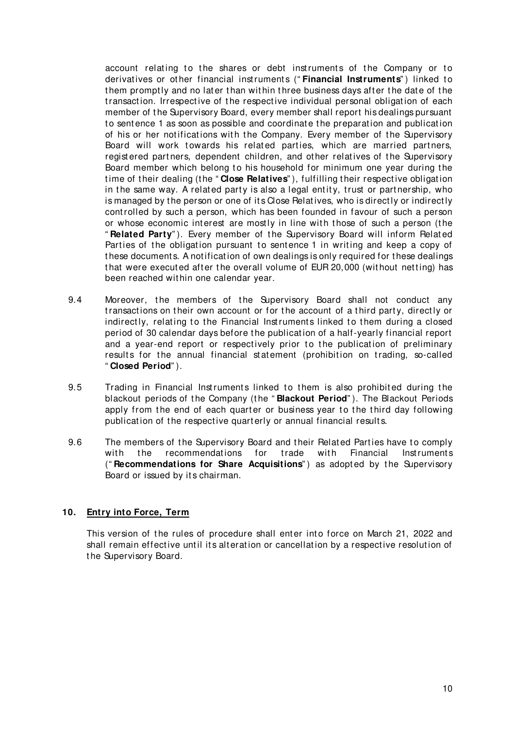account relating to the shares or debt instruments of the Company or to derivatives or other financial instruments ("**Financial Instruments**") linked to them promptly and no later than within three business days after the date of the transaction. Irrespective of the respective individual personal obligation of each member of the Supervisory Board, every member shall report his dealings pursuant to sentence 1 as soon as possible and coordinate the preparation and publication of his or her notifications with the Company. Every member of the Supervisory Board will work towards his related parties, which are married partners, registered partners, dependent children, and other relatives of the Supervisory Board member which belong to his household for minimum one year during the time of their dealing (the "**Close Relatives**"), fulfilling their respective obligation in the same way. A related party is also a legal entity, trust or partnership, who is managed by the person or one of its Close Relatives, who is directly or indirectly controlled by such a person, which has been founded in favour of such a person or whose economic interest are mostly in line with those of such a person (the "**Related Party**"). Every member of the Supervisory Board will inform Related Parties of the obligation pursuant to sentence 1 in writing and keep a copy of these documents. A notification of own dealings is only required for these dealings that were executed after the overall volume of EUR 20,000 (without netting) has been reached within one calendar year.

9.4 Moreover, the members of the Supervisory Board shall not conduct any transactions on their own account or for the account of a third party, directly or indirectly, relating to the Financial Instruments linked to them during a closed period of 30 calendar days before the publication of a half-yearly financial report and a year-end report or respectively prior to the publication of preliminary results for the annual financial statement (prohibition on trading, so-called "**Closed Period**").

9.5 Trading in Financial Instruments linked to them is also prohibited during the blackout periods of the Company (the "**Blackout Period**"). The Blackout Periods apply from the end of each quarter or business year to the third day following publication of the respective quarterly or annual financial results.

9.6 The members of the Supervisory Board and their Related Parties have to comply with the recommendations for trade with Financial Instruments ("**Recommendations for Share Acquisitions**") as adopted by the Supervisory Board or issued by its chairman.

## 10. Entry into Force, Term

This version of the rules of procedure shall enter into force on March 21, 2022 and shall remain effective until its alteration or cancellation by a respective resolution of the Supervisory Board.